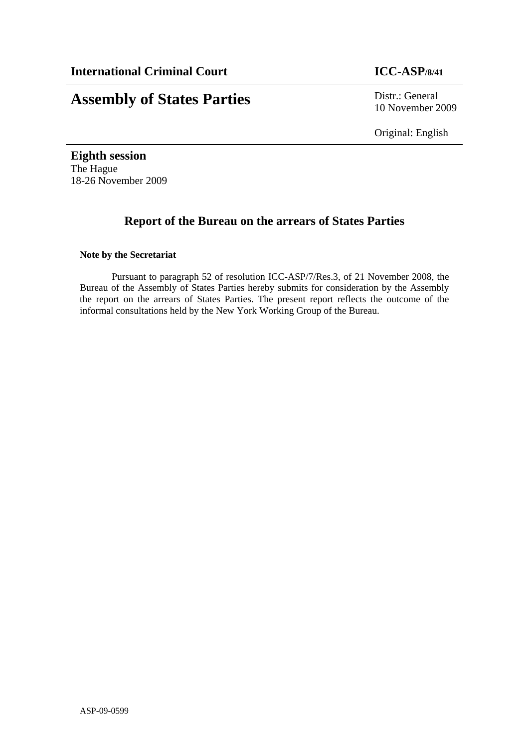**International Criminal Court** **ICC-ASP/8/41**

# Assembly of States Parties

Distr.: General
10 November 2009

Original: English

**Eighth session**
The Hague
18-26 November 2009

## Report of the Bureau on the arrears of States Parties

**Note by the Secretariat**

Pursuant to paragraph 52 of resolution ICC-ASP/7/Res.3, of 21 November 2008, the Bureau of the Assembly of States Parties hereby submits for consideration by the Assembly the report on the arrears of States Parties. The present report reflects the outcome of the informal consultations held by the New York Working Group of the Bureau.

ASP-09-0599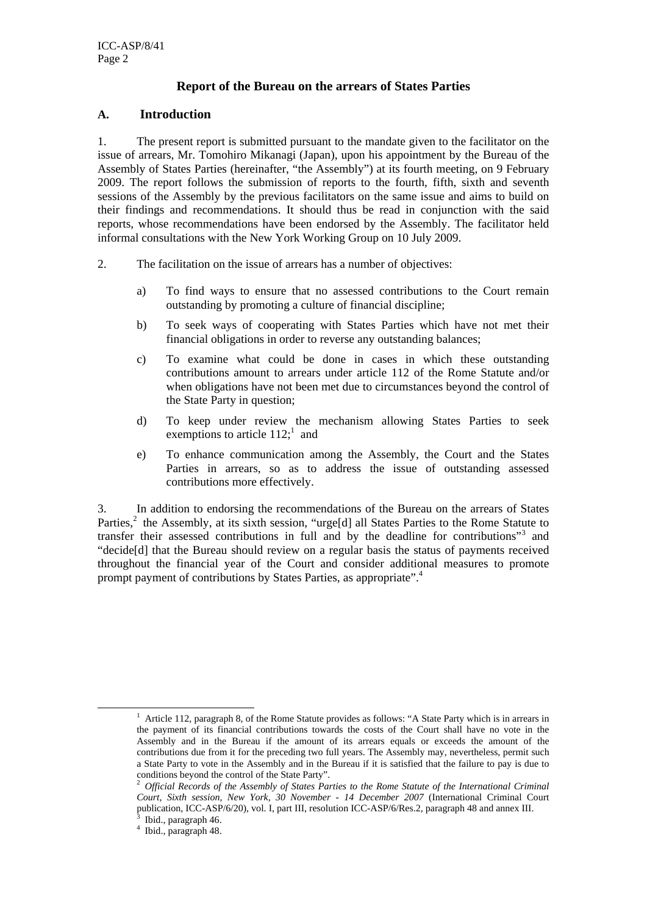## Report of the Bureau on the arrears of States Parties

### A. Introduction

1. The present report is submitted pursuant to the mandate given to the facilitator on the issue of arrears, Mr. Tomohiro Mikanagi (Japan), upon his appointment by the Bureau of the Assembly of States Parties (hereinafter, "the Assembly") at its fourth meeting, on 9 February 2009. The report follows the submission of reports to the fourth, fifth, sixth and seventh sessions of the Assembly by the previous facilitators on the same issue and aims to build on their findings and recommendations. It should thus be read in conjunction with the said reports, whose recommendations have been endorsed by the Assembly. The facilitator held informal consultations with the New York Working Group on 10 July 2009.

2. The facilitation on the issue of arrears has a number of objectives:

   a) To find ways to ensure that no assessed contributions to the Court remain outstanding by promoting a culture of financial discipline;

   b) To seek ways of cooperating with States Parties which have not met their financial obligations in order to reverse any outstanding balances;

   c) To examine what could be done in cases in which these outstanding contributions amount to arrears under article 112 of the Rome Statute and/or when obligations have not been met due to circumstances beyond the control of the State Party in question;

   d) To keep under review the mechanism allowing States Parties to seek exemptions to article 112;[1] and

   e) To enhance communication among the Assembly, the Court and the States Parties in arrears, so as to address the issue of outstanding assessed contributions more effectively.

3. In addition to endorsing the recommendations of the Bureau on the arrears of States Parties,[2] the Assembly, at its sixth session, "urge[d] all States Parties to the Rome Statute to transfer their assessed contributions in full and by the deadline for contributions"[3] and "decide[d] that the Bureau should review on a regular basis the status of payments received throughout the financial year of the Court and consider additional measures to promote prompt payment of contributions by States Parties, as appropriate".[4]

---

[1] Article 112, paragraph 8, of the Rome Statute provides as follows: "A State Party which is in arrears in the payment of its financial contributions towards the costs of the Court shall have no vote in the Assembly and in the Bureau if the amount of its arrears equals or exceeds the amount of the contributions due from it for the preceding two full years. The Assembly may, nevertheless, permit such a State Party to vote in the Assembly and in the Bureau if it is satisfied that the failure to pay is due to conditions beyond the control of the State Party".

[2] *Official Records of the Assembly of States Parties to the Rome Statute of the International Criminal Court, Sixth session, New York, 30 November - 14 December 2007* (International Criminal Court publication, ICC-ASP/6/20), vol. I, part III, resolution ICC-ASP/6/Res.2, paragraph 48 and annex III.

[3] Ibid., paragraph 46.

[4] Ibid., paragraph 48.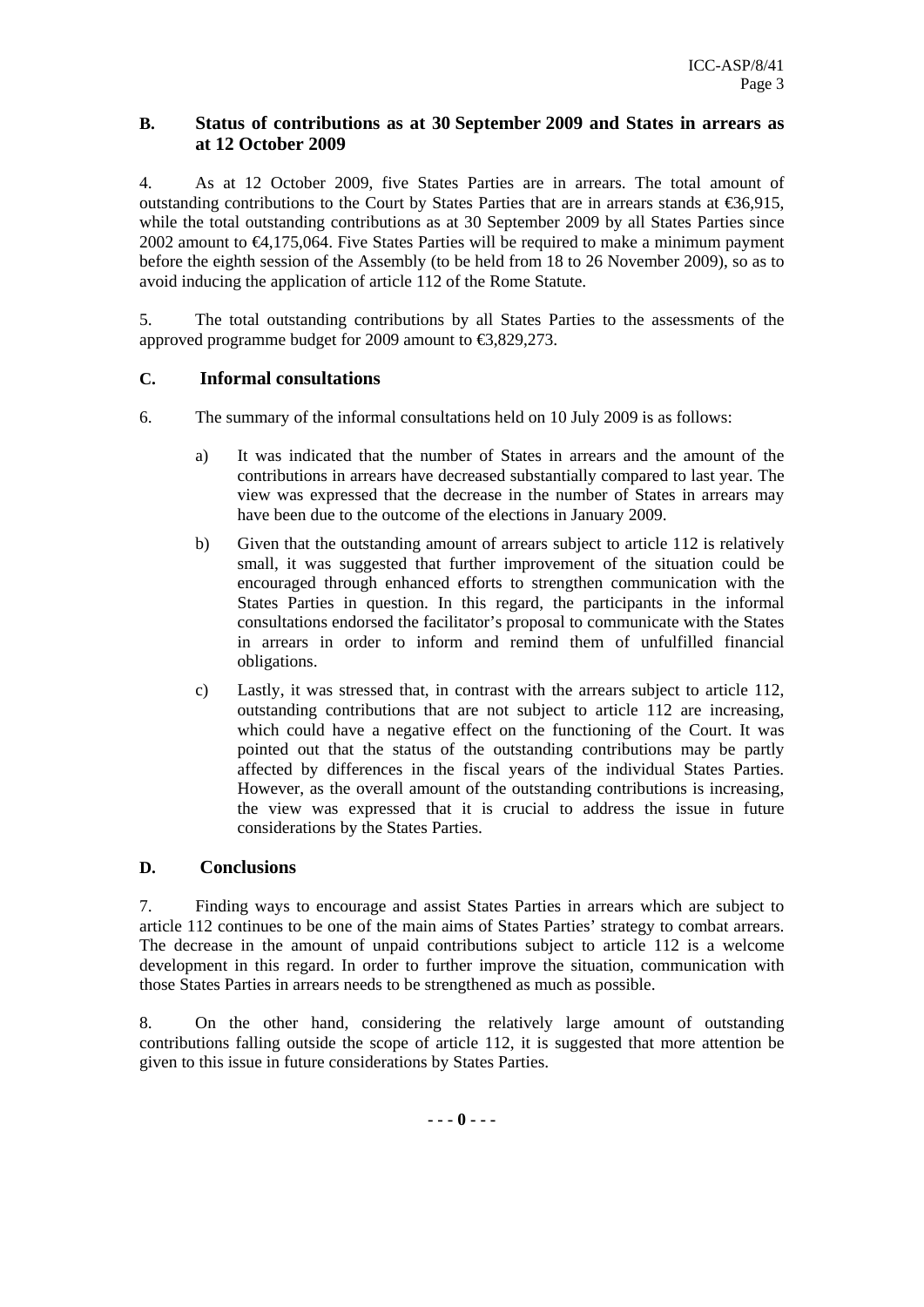## B. Status of contributions as at 30 September 2009 and States in arrears as at 12 October 2009

4. As at 12 October 2009, five States Parties are in arrears. The total amount of outstanding contributions to the Court by States Parties that are in arrears stands at €36,915, while the total outstanding contributions as at 30 September 2009 by all States Parties since 2002 amount to €4,175,064. Five States Parties will be required to make a minimum payment before the eighth session of the Assembly (to be held from 18 to 26 November 2009), so as to avoid inducing the application of article 112 of the Rome Statute.

5. The total outstanding contributions by all States Parties to the assessments of the approved programme budget for 2009 amount to €3,829,273.

## C. Informal consultations

6. The summary of the informal consultations held on 10 July 2009 is as follows:

a) It was indicated that the number of States in arrears and the amount of the contributions in arrears have decreased substantially compared to last year. The view was expressed that the decrease in the number of States in arrears may have been due to the outcome of the elections in January 2009.

b) Given that the outstanding amount of arrears subject to article 112 is relatively small, it was suggested that further improvement of the situation could be encouraged through enhanced efforts to strengthen communication with the States Parties in question. In this regard, the participants in the informal consultations endorsed the facilitator's proposal to communicate with the States in arrears in order to inform and remind them of unfulfilled financial obligations.

c) Lastly, it was stressed that, in contrast with the arrears subject to article 112, outstanding contributions that are not subject to article 112 are increasing, which could have a negative effect on the functioning of the Court. It was pointed out that the status of the outstanding contributions may be partly affected by differences in the fiscal years of the individual States Parties. However, as the overall amount of the outstanding contributions is increasing, the view was expressed that it is crucial to address the issue in future considerations by the States Parties.

## D. Conclusions

7. Finding ways to encourage and assist States Parties in arrears which are subject to article 112 continues to be one of the main aims of States Parties' strategy to combat arrears. The decrease in the amount of unpaid contributions subject to article 112 is a welcome development in this regard. In order to further improve the situation, communication with those States Parties in arrears needs to be strengthened as much as possible.

8. On the other hand, considering the relatively large amount of outstanding contributions falling outside the scope of article 112, it is suggested that more attention be given to this issue in future considerations by States Parties.

**- - - 0 - - -**